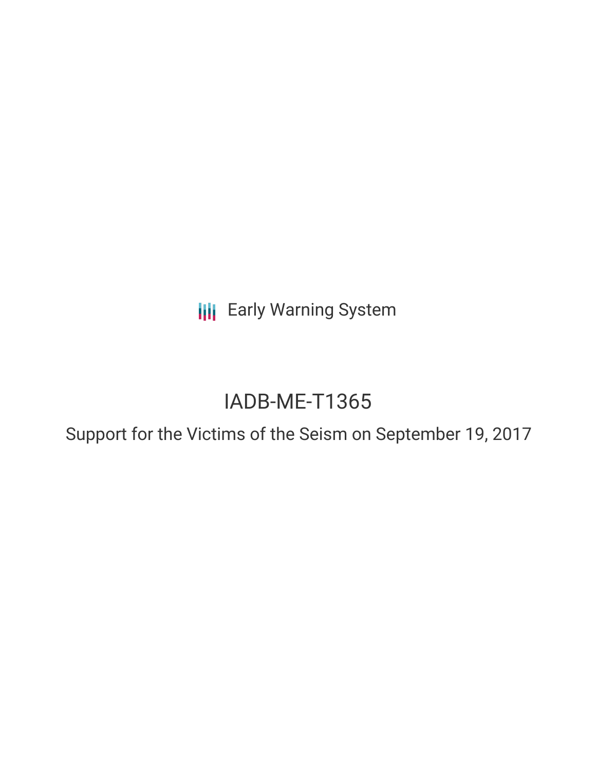Early Warning System

# IADB-ME-T1365

## Support for the Victims of the Seism on September 19, 2017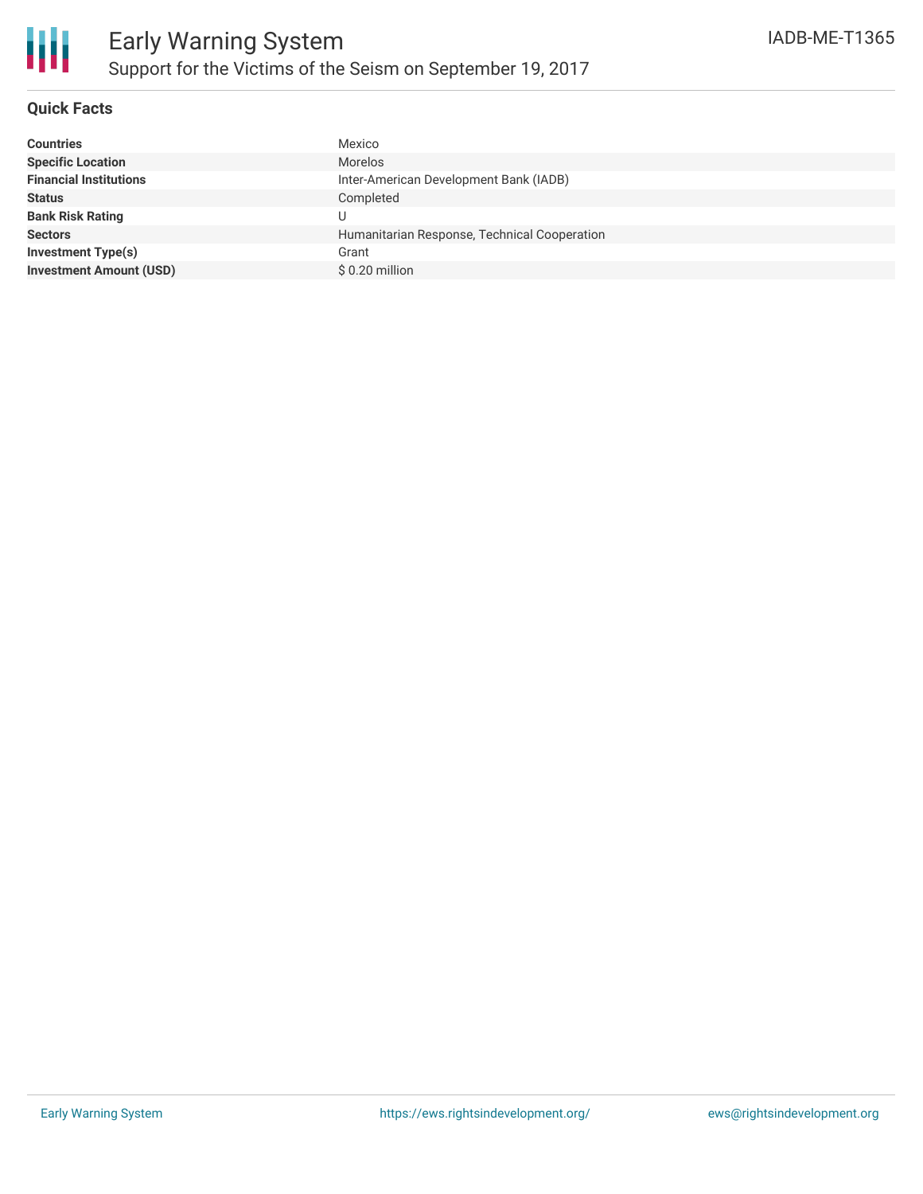# Early Warning System

## Support for the Victims of the Seism on September 19, 2017

IADB-ME-T1365

### Quick Facts

| | |
|---|---|
| **Countries** | Mexico |
| **Specific Location** | Morelos |
| **Financial Institutions** | Inter-American Development Bank (IADB) |
| **Status** | Completed |
| **Bank Risk Rating** | U |
| **Sectors** | Humanitarian Response, Technical Cooperation |
| **Investment Type(s)** | Grant |
| **Investment Amount (USD)** | $ 0.20 million |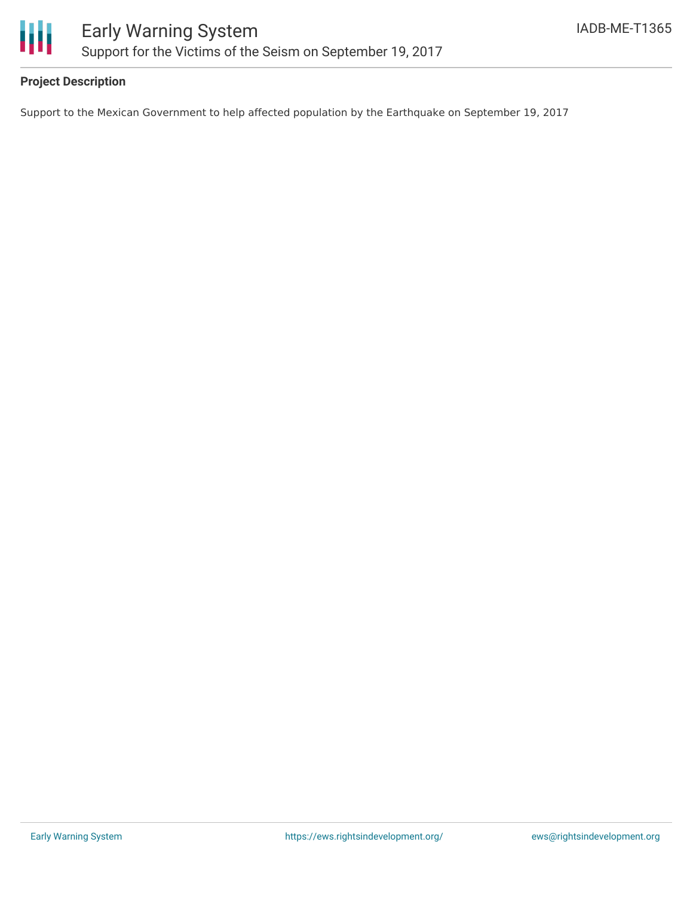**Project Description**

Support to the Mexican Government to help affected population by the Earthquake on September 19, 2017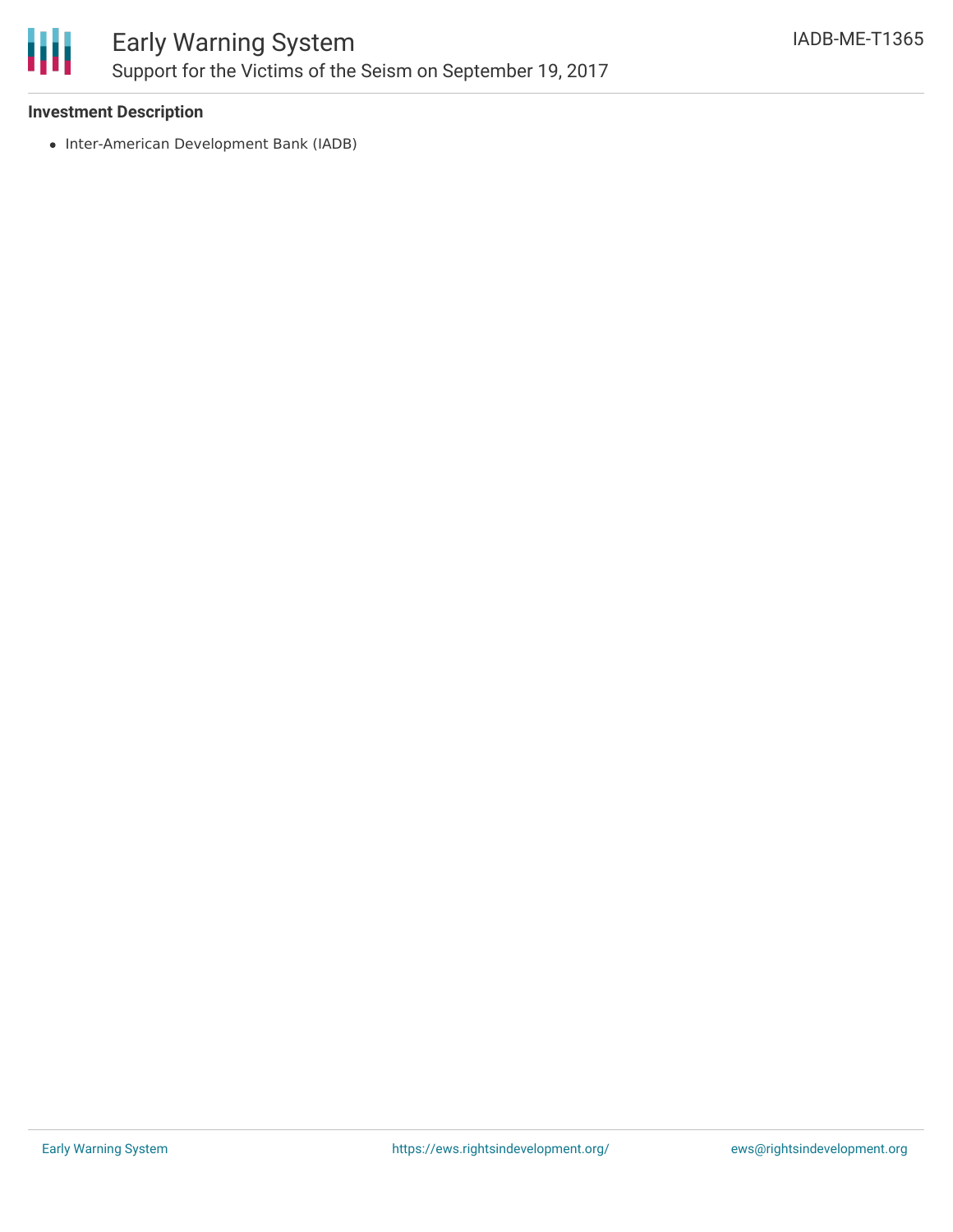**Investment Description**

- Inter-American Development Bank (IADB)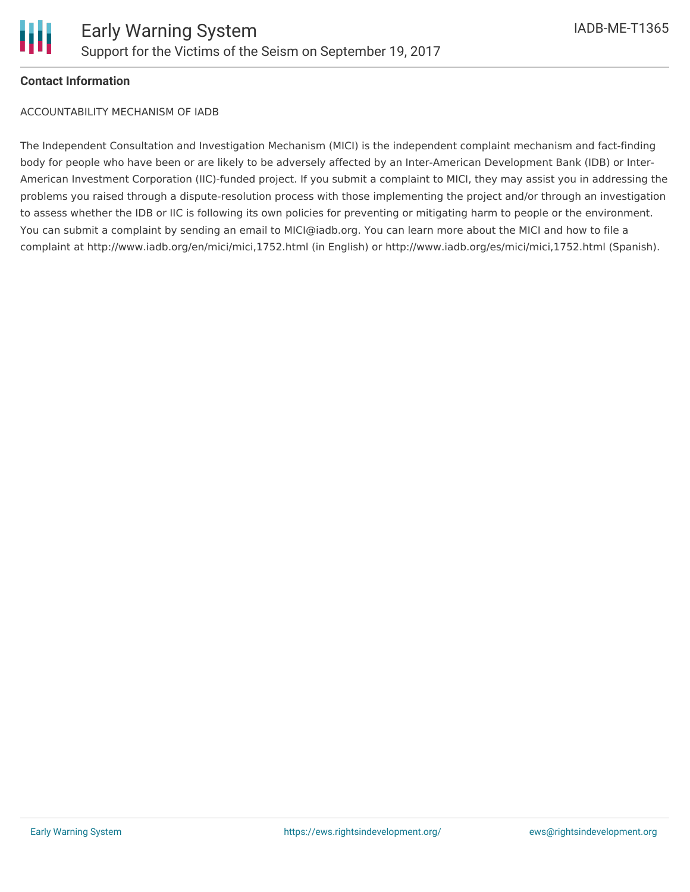**Contact Information**

ACCOUNTABILITY MECHANISM OF IADB

The Independent Consultation and Investigation Mechanism (MICI) is the independent complaint mechanism and fact-finding body for people who have been or are likely to be adversely affected by an Inter-American Development Bank (IDB) or Inter-American Investment Corporation (IIC)-funded project. If you submit a complaint to MICI, they may assist you in addressing the problems you raised through a dispute-resolution process with those implementing the project and/or through an investigation to assess whether the IDB or IIC is following its own policies for preventing or mitigating harm to people or the environment. You can submit a complaint by sending an email to MICI@iadb.org. You can learn more about the MICI and how to file a complaint at http://www.iadb.org/en/mici/mici,1752.html (in English) or http://www.iadb.org/es/mici/mici,1752.html (Spanish).